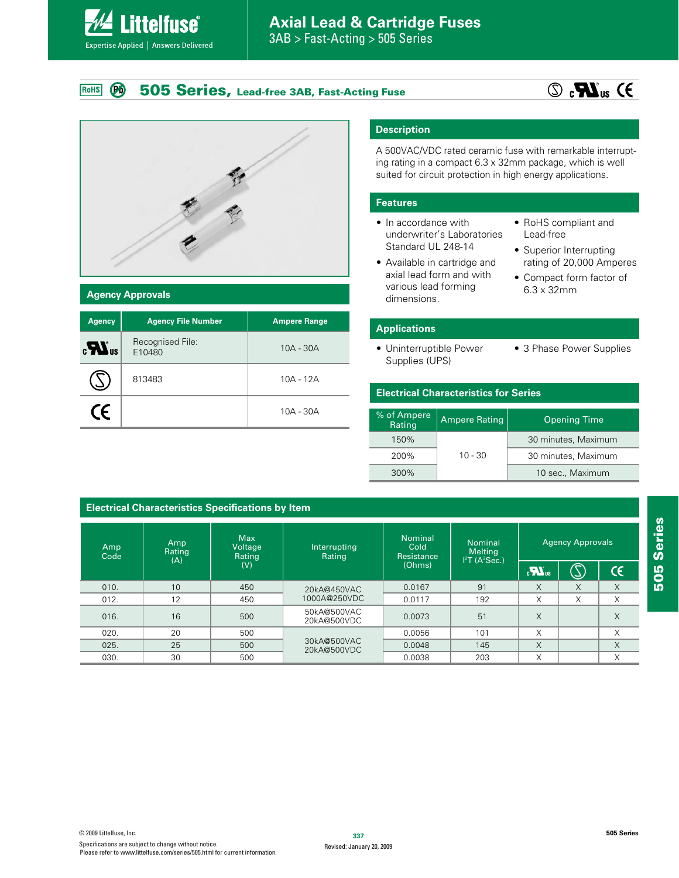# Axial Lead & Cartridge Fuses

3AB > Fast-Acting > 505 Series

## 505 Series, Lead-free 3AB, Fast-Acting Fuse

## Description

A 500VAC/VDC rated ceramic fuse with remarkable interrupting rating in a compact 6.3 x 32mm package, which is well suited for circuit protection in high energy applications.

## Features

- In accordance with underwriter's Laboratories Standard UL 248-14
- Available in cartridge and axial lead form and with various lead forming dimensions.
- RoHS compliant and Lead-free
- Superior Interrupting rating of 20,000 Amperes
- Compact form factor of 6.3 x 32mm

## Applications

- Uninterruptible Power Supplies (UPS)
- 3 Phase Power Supplies

## Agency Approvals

| Agency | Agency File Number | Ampere Range |
|---|---|---|
| cULus | Recognised File: E10480 | 10A - 30A |
| PSE | 813483 | 10A - 12A |
| CE | | 10A - 30A |

## Electrical Characteristics for Series

| % of Ampere Rating | Ampere Rating | Opening Time |
|---|---|---|
| 150% | 10 - 30 | 30 minutes, Maximum |
| 200% | | 30 minutes, Maximum |
| 300% | | 10 sec., Maximum |

## Electrical Characteristics Specifications by Item

| Amp Code | Amp Rating (A) | Max Voltage Rating (V) | Interrupting Rating | Nominal Cold Resistance (Ohms) | Nominal Melting $I^2T$ ($A^2$Sec.) | Agency Approvals | | |
|---|---|---|---|---|---|---|---|---|
| | | | | | | cULus | PSE | CE |
| 010. | 10 | 450 | 20kA@450VAC 1000A@250VDC | 0.0167 | 91 | X | X | X |
| 012. | 12 | 450 | | 0.0117 | 192 | X | X | X |
| 016. | 16 | 500 | 50kA@500VAC 20kA@500VDC | 0.0073 | 51 | X | | X |
| 020. | 20 | 500 | 30kA@500VAC 20kA@500VDC | 0.0056 | 101 | X | | X |
| 025. | 25 | 500 | | 0.0048 | 145 | X | | X |
| 030. | 30 | 500 | | 0.0038 | 203 | X | | X |

© 2009 Littelfuse, Inc.

Specifications are subject to change without notice.
Please refer to www.littelfuse.com/series/505.html for current information.

Revised: January 20, 2009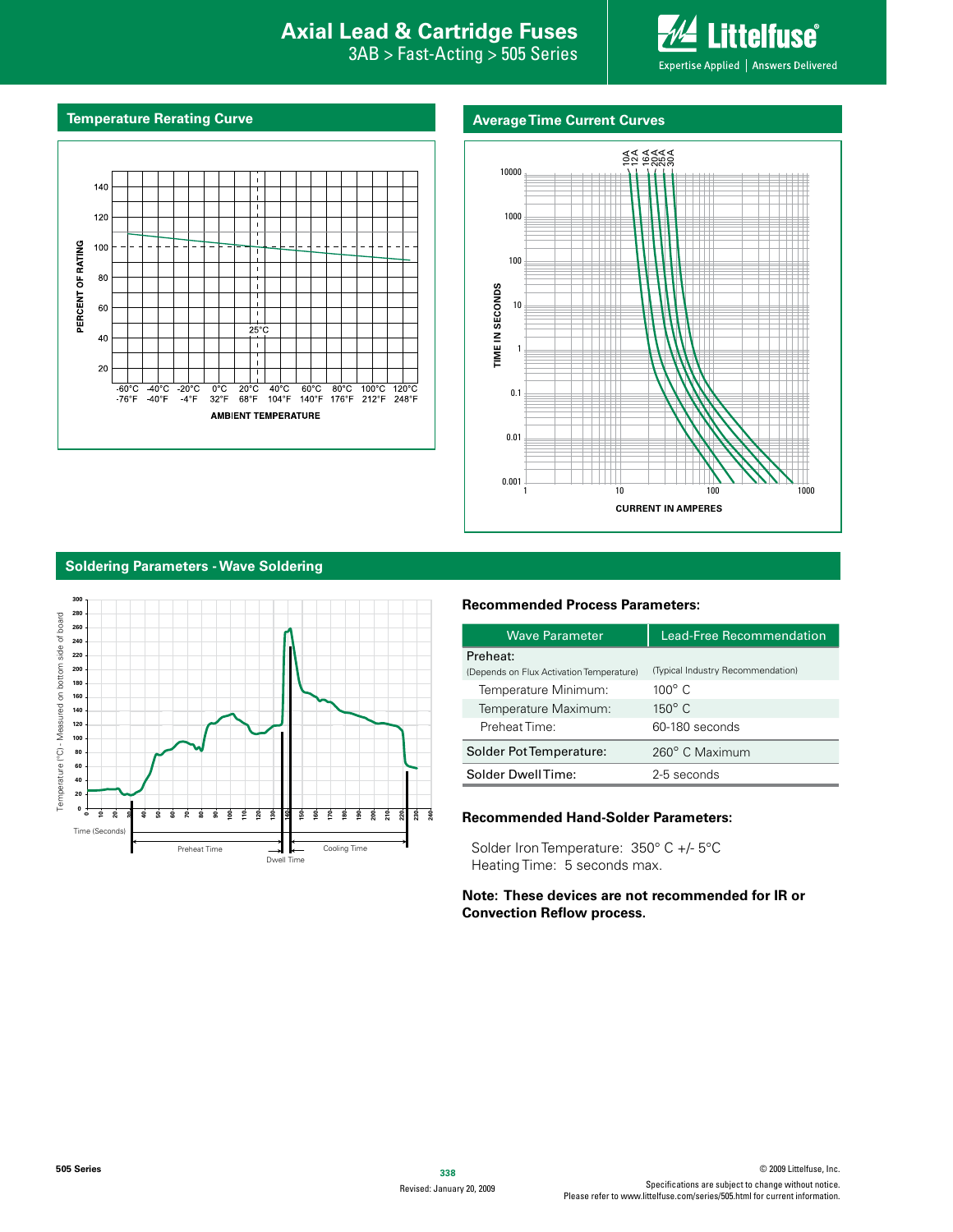## Temperature Rerating Curve

## Average Time Current Curves

## Soldering Parameters - Wave Soldering

### Recommended Process Parameters:

| Wave Parameter | Lead-Free Recommendation |
|---|---|
| Preheat:<br>(Depends on Flux Activation Temperature) | (Typical Industry Recommendation) |
| Temperature Minimum: | 100° C |
| Temperature Maximum: | 150° C |
| Preheat Time: | 60-180 seconds |
| Solder Pot Temperature: | 260° C Maximum |
| Solder Dwell Time: | 2-5 seconds |

### Recommended Hand-Solder Parameters:

Solder Iron Temperature: 350° C +/- 5°C
Heating Time: 5 seconds max.

**Note: These devices are not recommended for IR or Convection Reflow process.**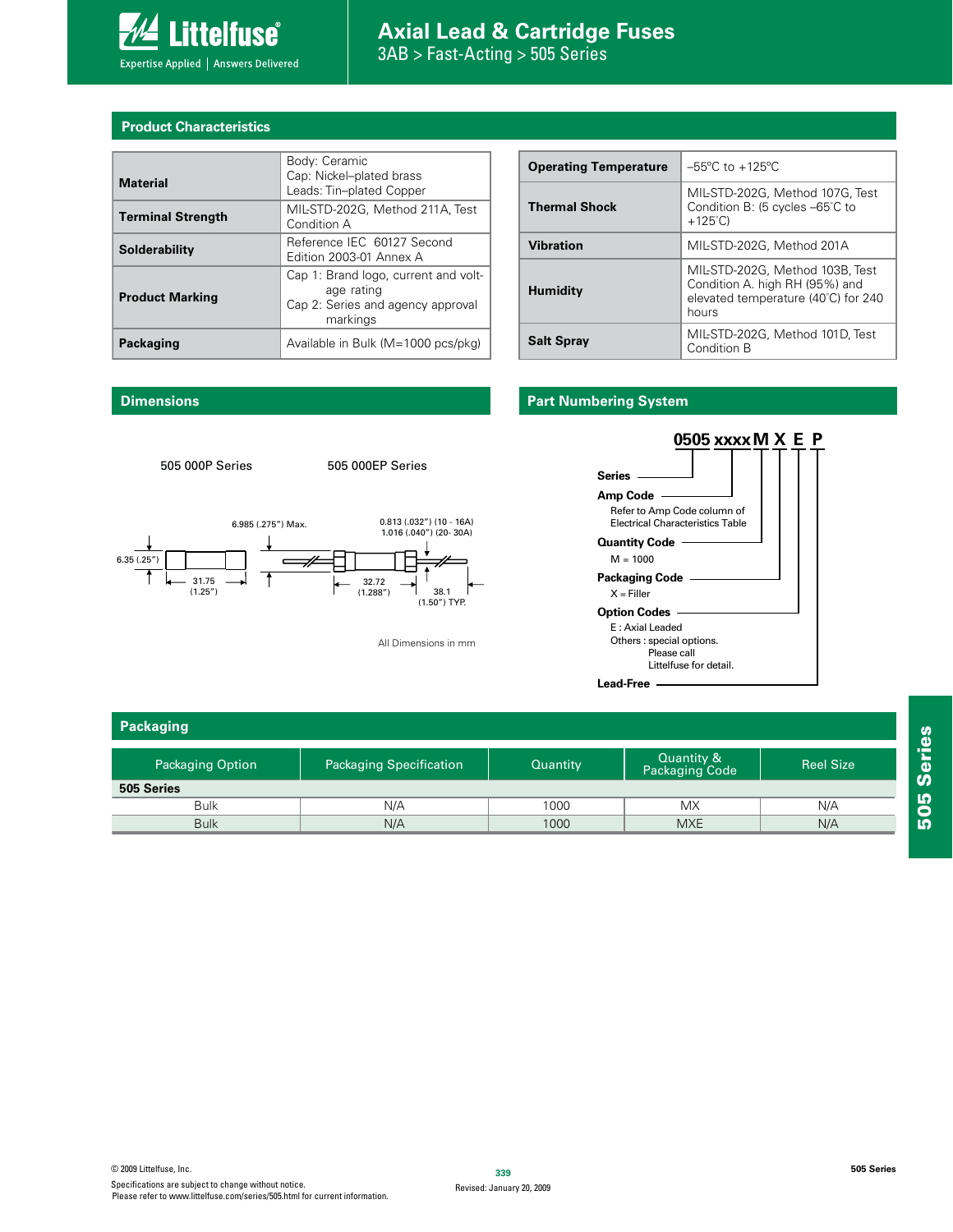# Axial Lead & Cartridge Fuses

3AB > Fast-Acting > 505 Series

## Product Characteristics

| | |
|---|---|
| **Material** | Body: Ceramic<br>Cap: Nickel–plated brass<br>Leads: Tin–plated Copper |
| **Terminal Strength** | MIL-STD-202G, Method 211A, Test Condition A |
| **Solderability** | Reference IEC 60127 Second Edition 2003-01 Annex A |
| **Product Marking** | Cap 1: Brand logo, current and voltage rating<br>Cap 2: Series and agency approval markings |
| **Packaging** | Available in Bulk (M=1000 pcs/pkg) |

| | |
|---|---|
| **Operating Temperature** | –55ºC to +125ºC |
| **Thermal Shock** | MIL-STD-202G, Method 107G, Test Condition B: (5 cycles –65˚C to +125˚C) |
| **Vibration** | MIL-STD-202G, Method 201A |
| **Humidity** | MIL-STD-202G, Method 103B, Test Condition A. high RH (95%) and elevated temperature (40˚C) for 240 hours |
| **Salt Spray** | MIL-STD-202G, Method 101D, Test Condition B |

## Dimensions

505 000P Series

505 000EP Series

6.35 (.25”)

31.75 (1.25”)

6.985 (.275”) Max.

0.813 (.032”) (10 - 16A)
1.016 (.040”) (20- 30A)

32.72 (1.288”)

38.1 (1.50”) TYP.

All Dimensions in mm

## Part Numbering System

**0505 xxxx M X E P**

**Series**

**Amp Code**
Refer to Amp Code column of Electrical Characteristics Table

**Quantity Code**
M = 1000

**Packaging Code**
X = Filler

**Option Codes**
E : Axial Leaded
Others : special options. Please call Littelfuse for detail.

**Lead-Free**

## Packaging

| Packaging Option | Packaging Specification | Quantity | Quantity & Packaging Code | Reel Size |
|---|---|---|---|---|
| **505 Series** | | | | |
| Bulk | N/A | 1000 | MX | N/A |
| Bulk | N/A | 1000 | MXE | N/A |

© 2009 Littelfuse, Inc.
Specifications are subject to change without notice.
Please refer to www.littelfuse.com/series/505.html for current information.

Revised: January 20, 2009